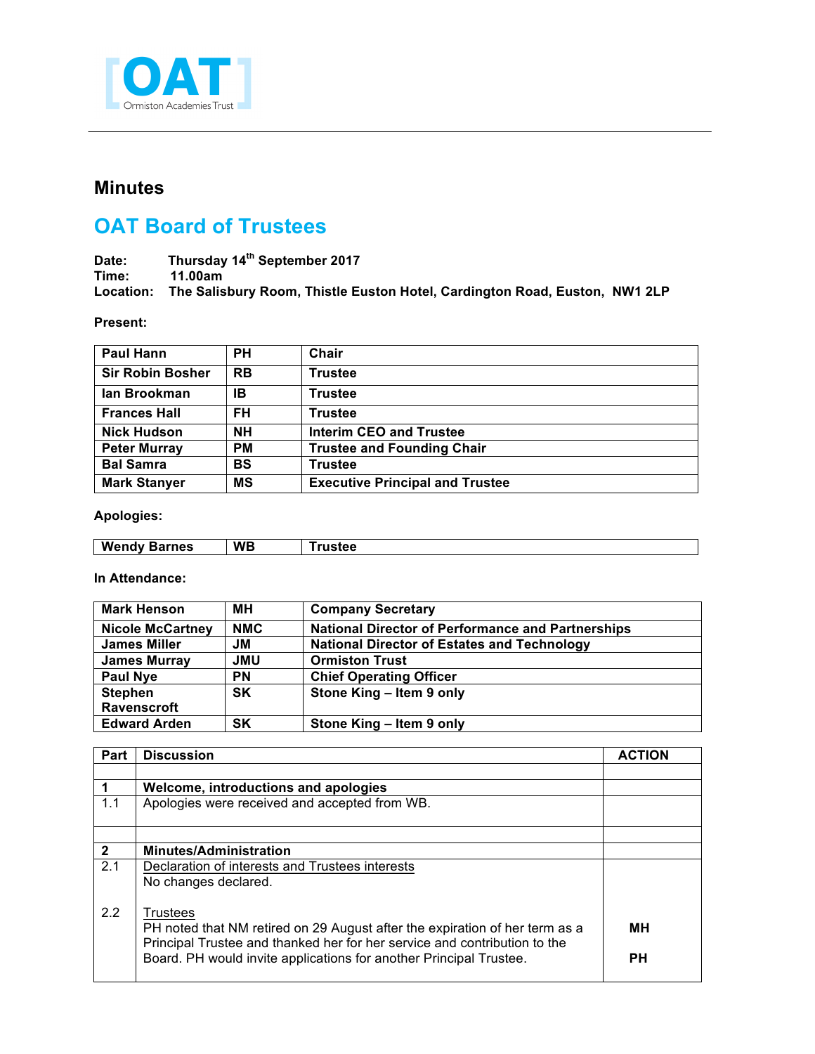[OAT]
Ormiston Academies Trust

# Minutes

## OAT Board of Trustees

**Date:** Thursday 14th September 2017
**Time:** 11.00am
**Location:** The Salisbury Room, Thistle Euston Hotel, Cardington Road, Euston, NW1 2LP

**Present:**

| | | |
|---|---|---|
| Paul Hann | PH | Chair |
| Sir Robin Bosher | RB | Trustee |
| Ian Brookman | IB | Trustee |
| Frances Hall | FH | Trustee |
| Nick Hudson | NH | Interim CEO and Trustee |
| Peter Murray | PM | Trustee and Founding Chair |
| Bal Samra | BS | Trustee |
| Mark Stanyer | MS | Executive Principal and Trustee |

**Apologies:**

| | | |
|---|---|---|
| Wendy Barnes | WB | Trustee |

**In Attendance:**

| | | |
|---|---|---|
| Mark Henson | MH | Company Secretary |
| Nicole McCartney | NMC | National Director of Performance and Partnerships |
| James Miller | JM | National Director of Estates and Technology |
| James Murray | JMU | Ormiston Trust |
| Paul Nye | PN | Chief Operating Officer |
| Stephen Ravenscroft | SK | Stone King – Item 9 only |
| Edward Arden | SK | Stone King – Item 9 only |

| Part | Discussion | ACTION |
|---|---|---|
| | | |
| **1** | **Welcome, introductions and apologies** | |
| 1.1 | Apologies were received and accepted from WB. | |
| | | |
| **2** | **Minutes/Administration** | |
| 2.1 | Declaration of interests and Trustees interests<br>No changes declared. | |
| 2.2 | Trustees<br>PH noted that NM retired on 29 August after the expiration of her term as a Principal Trustee and thanked her for her service and contribution to the Board. PH would invite applications for another Principal Trustee. | **MH**<br><br>**PH** |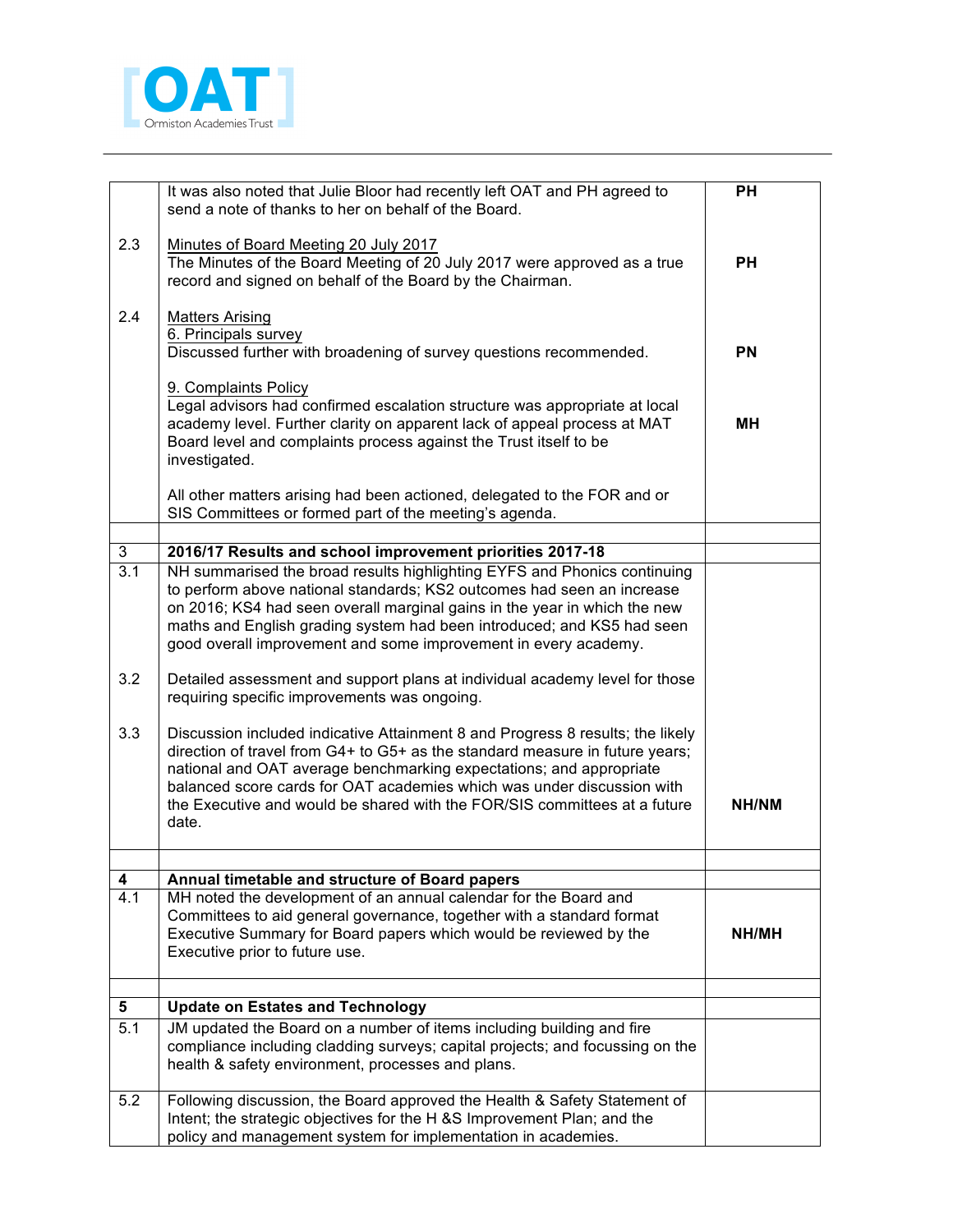| | | |
|---|---|---|
| | It was also noted that Julie Bloor had recently left OAT and PH agreed to send a note of thanks to her on behalf of the Board. | **PH** |
| 2.3 | Minutes of Board Meeting 20 July 2017<br>The Minutes of the Board Meeting of 20 July 2017 were approved as a true record and signed on behalf of the Board by the Chairman. | **PH** |
| 2.4 | Matters Arising<br>6. Principals survey<br>Discussed further with broadening of survey questions recommended.<br><br>9. Complaints Policy<br>Legal advisors had confirmed escalation structure was appropriate at local academy level. Further clarity on apparent lack of appeal process at MAT Board level and complaints process against the Trust itself to be investigated.<br><br>All other matters arising had been actioned, delegated to the FOR and or SIS Committees or formed part of the meeting's agenda. | **PN**<br><br>**MH** |
| | | |
| 3 | **2016/17 Results and school improvement priorities 2017-18** | |
| 3.1 | NH summarised the broad results highlighting EYFS and Phonics continuing to perform above national standards; KS2 outcomes had seen an increase on 2016; KS4 had seen overall marginal gains in the year in which the new maths and English grading system had been introduced; and KS5 had seen good overall improvement and some improvement in every academy. | |
| 3.2 | Detailed assessment and support plans at individual academy level for those requiring specific improvements was ongoing. | |
| 3.3 | Discussion included indicative Attainment 8 and Progress 8 results; the likely direction of travel from G4+ to G5+ as the standard measure in future years; national and OAT average benchmarking expectations; and appropriate balanced score cards for OAT academies which was under discussion with the Executive and would be shared with the FOR/SIS committees at a future date. | **NH/NM** |
| | | |
| **4** | **Annual timetable and structure of Board papers** | |
| 4.1 | MH noted the development of an annual calendar for the Board and Committees to aid general governance, together with a standard format Executive Summary for Board papers which would be reviewed by the Executive prior to future use. | **NH/MH** |
| | | |
| **5** | **Update on Estates and Technology** | |
| 5.1 | JM updated the Board on a number of items including building and fire compliance including cladding surveys; capital projects; and focussing on the health & safety environment, processes and plans. | |
| 5.2 | Following discussion, the Board approved the Health & Safety Statement of Intent; the strategic objectives for the H &S Improvement Plan; and the policy and management system for implementation in academies. | |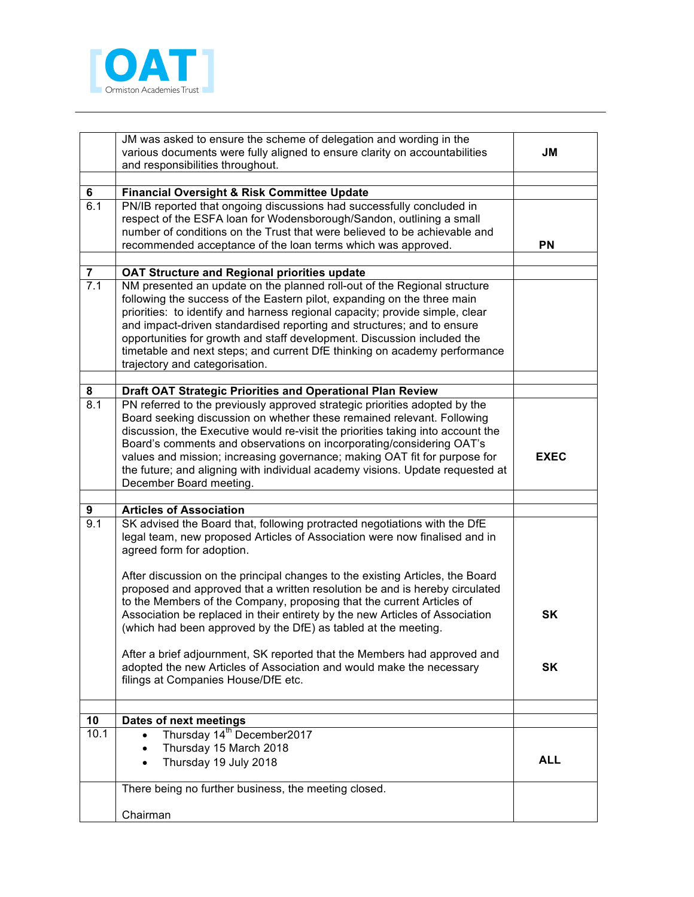| | | |
|---|---|---|
| | JM was asked to ensure the scheme of delegation and wording in the various documents were fully aligned to ensure clarity on accountabilities and responsibilities throughout. | **JM** |
| | | |
| **6** | **Financial Oversight & Risk Committee Update** | |
| 6.1 | PN/IB reported that ongoing discussions had successfully concluded in respect of the ESFA loan for Wodensborough/Sandon, outlining a small number of conditions on the Trust that were believed to be achievable and recommended acceptance of the loan terms which was approved. | **PN** |
| | | |
| **7** | **OAT Structure and Regional priorities update** | |
| 7.1 | NM presented an update on the planned roll-out of the Regional structure following the success of the Eastern pilot, expanding on the three main priorities: to identify and harness regional capacity; provide simple, clear and impact-driven standardised reporting and structures; and to ensure opportunities for growth and staff development. Discussion included the timetable and next steps; and current DfE thinking on academy performance trajectory and categorisation. | |
| | | |
| **8** | **Draft OAT Strategic Priorities and Operational Plan Review** | |
| 8.1 | PN referred to the previously approved strategic priorities adopted by the Board seeking discussion on whether these remained relevant. Following discussion, the Executive would re-visit the priorities taking into account the Board's comments and observations on incorporating/considering OAT's values and mission; increasing governance; making OAT fit for purpose for the future; and aligning with individual academy visions. Update requested at December Board meeting. | **EXEC** |
| | | |
| **9** | **Articles of Association** | |
| 9.1 | SK advised the Board that, following protracted negotiations with the DfE legal team, new proposed Articles of Association were now finalised and in agreed form for adoption.<br><br>After discussion on the principal changes to the existing Articles, the Board proposed and approved that a written resolution be and is hereby circulated to the Members of the Company, proposing that the current Articles of Association be replaced in their entirety by the new Articles of Association (which had been approved by the DfE) as tabled at the meeting.<br><br>After a brief adjournment, SK reported that the Members had approved and adopted the new Articles of Association and would make the necessary filings at Companies House/DfE etc. | **SK**<br><br>**SK** |
| | | |
| **10** | **Dates of next meetings** | |
| 10.1 | • Thursday 14th December2017<br>• Thursday 15 March 2018<br>• Thursday 19 July 2018 | **ALL** |
| | There being no further business, the meeting closed.<br><br>Chairman | |